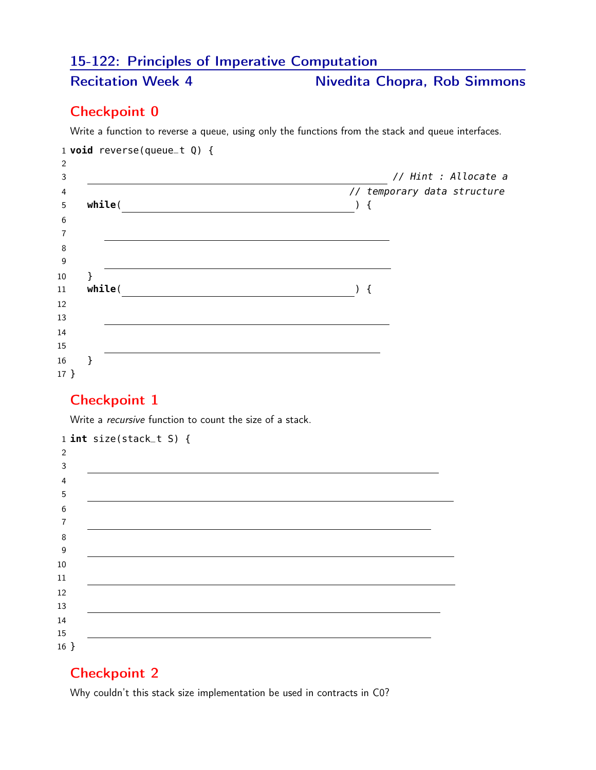# 15-122: Principles of Imperative Computation

## Recitation Week 4 — Nivedita Chopra, Rob Simmons

## Checkpoint 0

Write a function to reverse a queue, using only the functions from the stack and queue interfaces.

```
1  void reverse(queue_t Q) {
2
3      ________________________________________ // Hint : Allocate a
4                                                // temporary data structure
5      while(______________________________) {
6
7          ____________________________________
8
9          ____________________________________
10     }
11     while(______________________________) {
12
13         ____________________________________
14
15         ____________________________________
16     }
17 }
```

## Checkpoint 1

Write a *recursive* function to count the size of a stack.

```
1  int size(stack_t S) {
2
3      ______________________________________________
4
5      ______________________________________________
6
7      ______________________________________________
8
9      ______________________________________________
10
11     ______________________________________________
12
13     ______________________________________________
14
15     ______________________________________________
16 }
```

## Checkpoint 2

Why couldn't this stack size implementation be used in contracts in C0?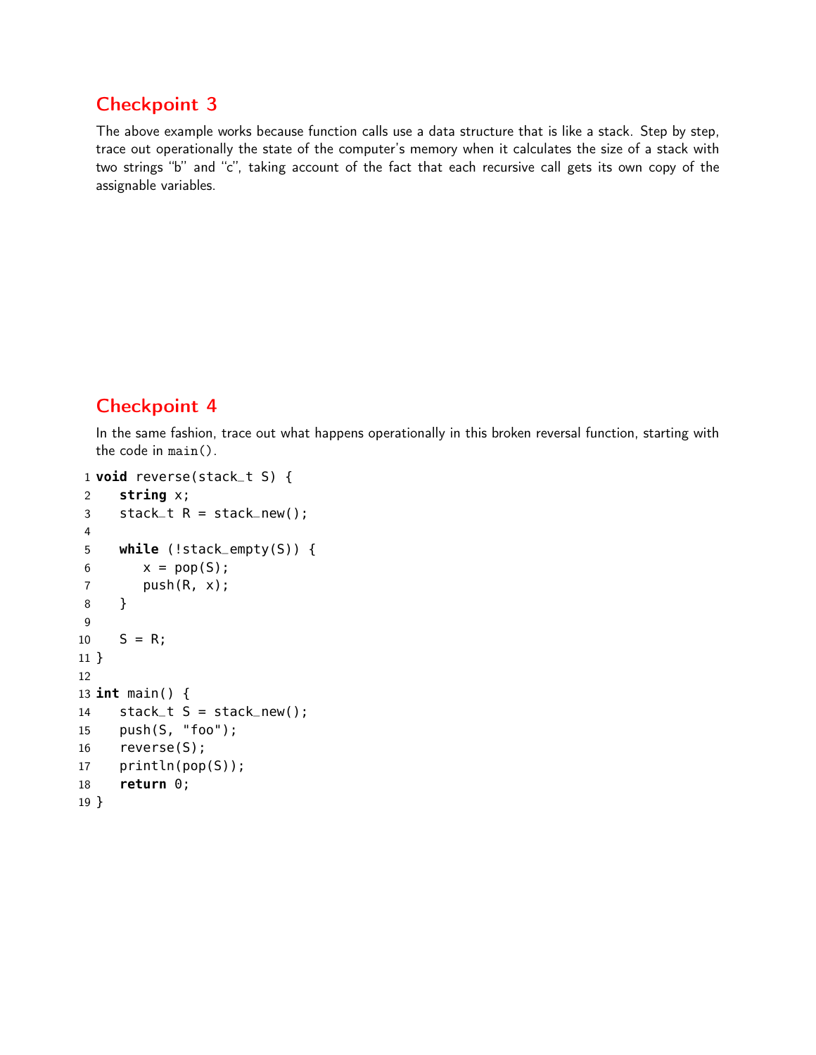## Checkpoint 3

The above example works because function calls use a data structure that is like a stack. Step by step, trace out operationally the state of the computer's memory when it calculates the size of a stack with two strings "b" and "c", taking account of the fact that each recursive call gets its own copy of the assignable variables.

## Checkpoint 4

In the same fashion, trace out what happens operationally in this broken reversal function, starting with the code in `main()`.

```
1  void reverse(stack_t S) {
2     string x;
3     stack_t R = stack_new();
4
5     while (!stack_empty(S)) {
6        x = pop(S);
7        push(R, x);
8     }
9
10    S = R;
11 }
12
13 int main() {
14    stack_t S = stack_new();
15    push(S, "foo");
16    reverse(S);
17    println(pop(S));
18    return 0;
19 }
```